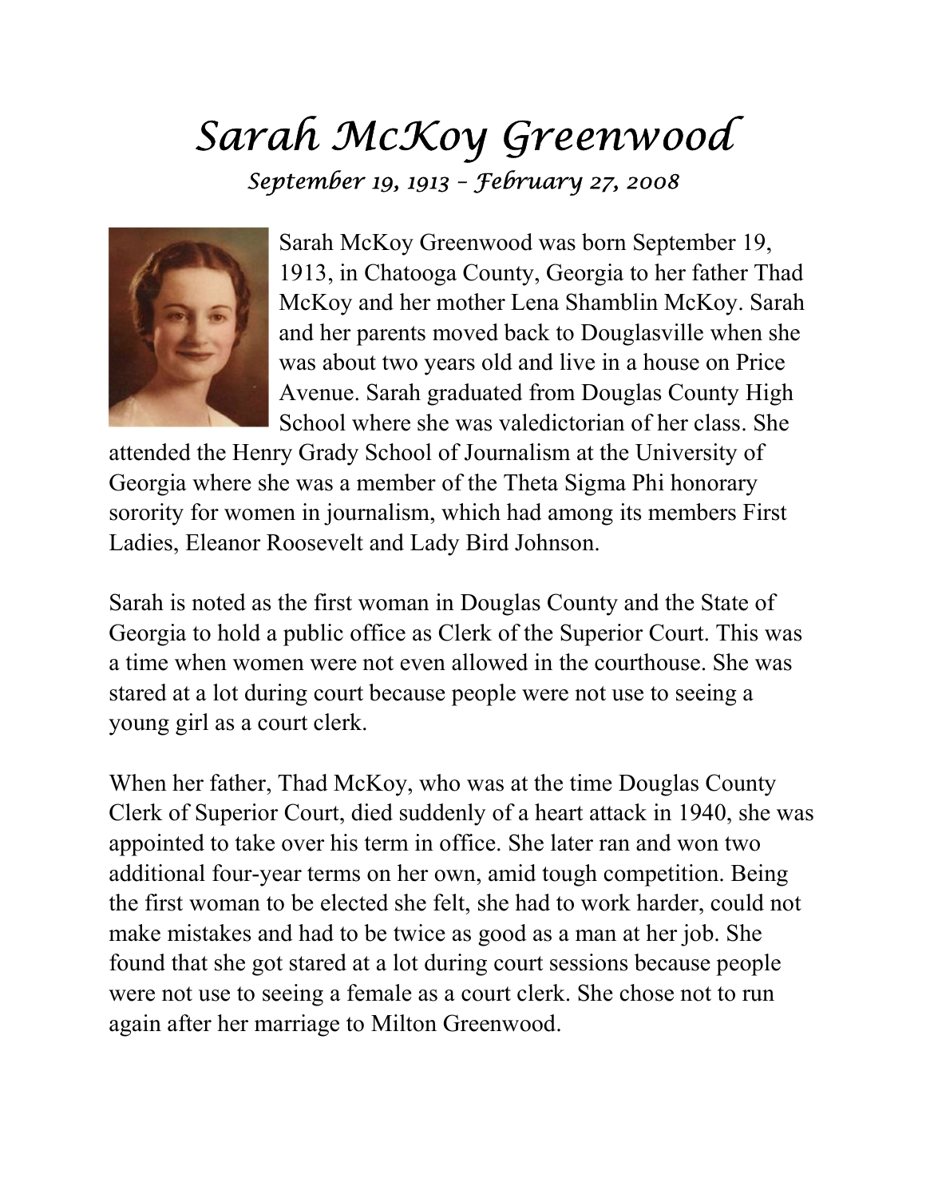# *Sarah McKoy Greenwood*

*September 19, 1913 – February 27, 2008*

Sarah McKoy Greenwood was born September 19, 1913, in Chatooga County, Georgia to her father Thad McKoy and her mother Lena Shamblin McKoy. Sarah and her parents moved back to Douglasville when she was about two years old and live in a house on Price Avenue. Sarah graduated from Douglas County High School where she was valedictorian of her class. She attended the Henry Grady School of Journalism at the University of Georgia where she was a member of the Theta Sigma Phi honorary sorority for women in journalism, which had among its members First Ladies, Eleanor Roosevelt and Lady Bird Johnson.

Sarah is noted as the first woman in Douglas County and the State of Georgia to hold a public office as Clerk of the Superior Court. This was a time when women were not even allowed in the courthouse. She was stared at a lot during court because people were not use to seeing a young girl as a court clerk.

When her father, Thad McKoy, who was at the time Douglas County Clerk of Superior Court, died suddenly of a heart attack in 1940, she was appointed to take over his term in office. She later ran and won two additional four-year terms on her own, amid tough competition. Being the first woman to be elected she felt, she had to work harder, could not make mistakes and had to be twice as good as a man at her job. She found that she got stared at a lot during court sessions because people were not use to seeing a female as a court clerk. She chose not to run again after her marriage to Milton Greenwood.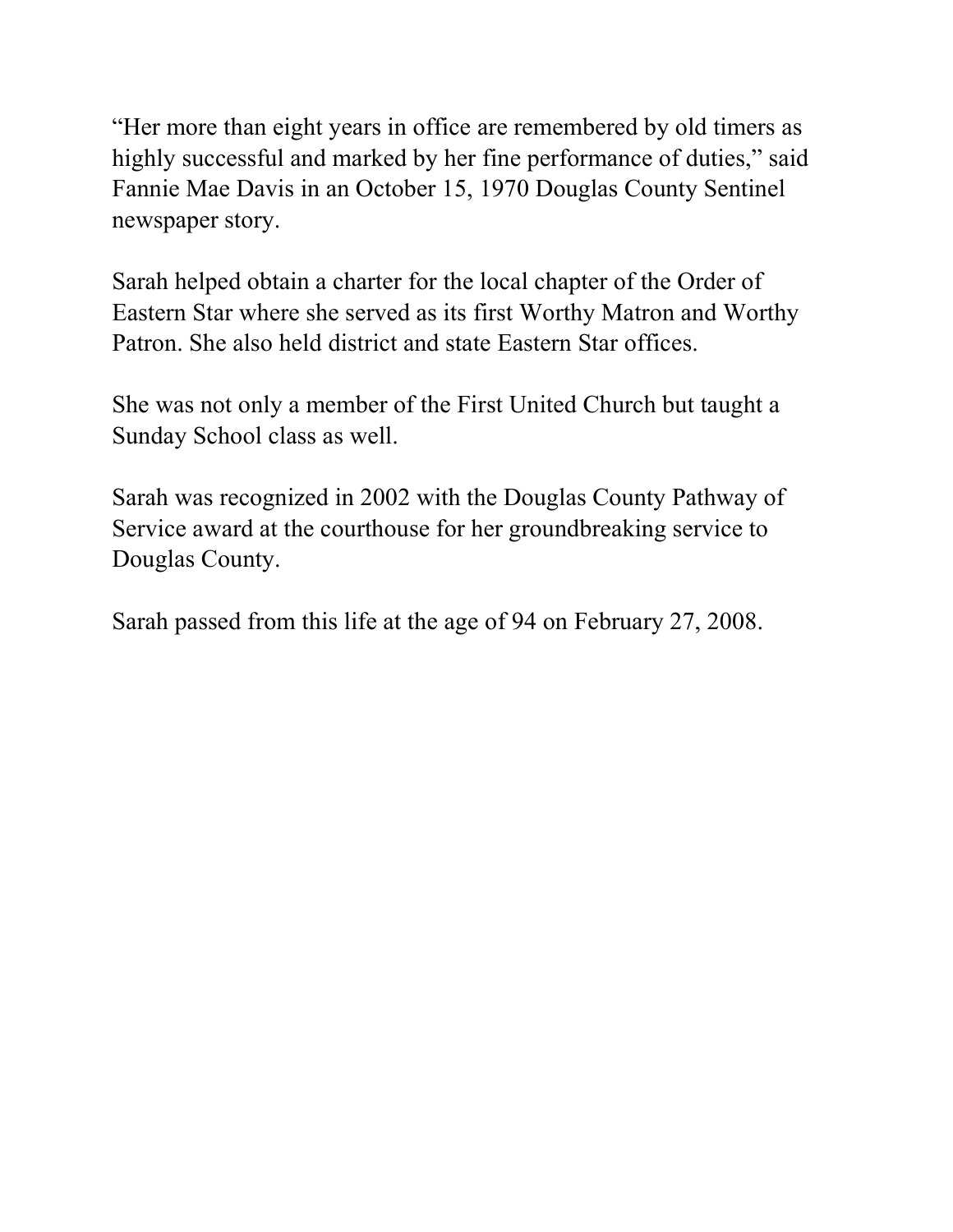“Her more than eight years in office are remembered by old timers as highly successful and marked by her fine performance of duties,” said Fannie Mae Davis in an October 15, 1970 Douglas County Sentinel newspaper story.

Sarah helped obtain a charter for the local chapter of the Order of Eastern Star where she served as its first Worthy Matron and Worthy Patron. She also held district and state Eastern Star offices.

She was not only a member of the First United Church but taught a Sunday School class as well.

Sarah was recognized in 2002 with the Douglas County Pathway of Service award at the courthouse for her groundbreaking service to Douglas County.

Sarah passed from this life at the age of 94 on February 27, 2008.